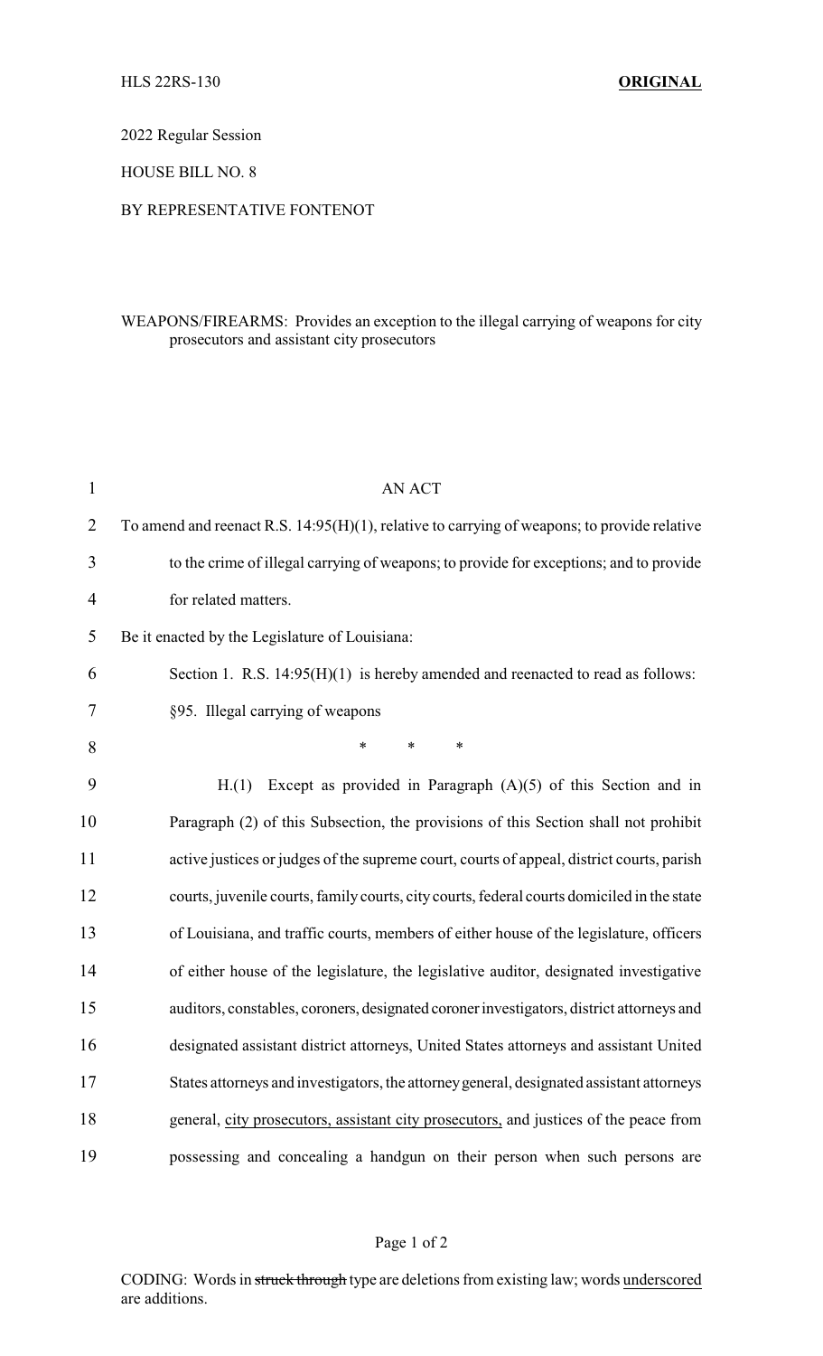HLS 22RS-130 **ORIGINAL**

2022 Regular Session

HOUSE BILL NO. 8

BY REPRESENTATIVE FONTENOT

WEAPONS/FIREARMS: Provides an exception to the illegal carrying of weapons for city prosecutors and assistant city prosecutors

AN ACT

To amend and reenact R.S. 14:95(H)(1), relative to carrying of weapons; to provide relative to the crime of illegal carrying of weapons; to provide for exceptions; and to provide for related matters.

Be it enacted by the Legislature of Louisiana:

Section 1. R.S. 14:95(H)(1) is hereby amended and reenacted to read as follows:

§95. Illegal carrying of weapons

\* \* \*

H.(1) Except as provided in Paragraph (A)(5) of this Section and in Paragraph (2) of this Subsection, the provisions of this Section shall not prohibit active justices or judges of the supreme court, courts of appeal, district courts, parish courts, juvenile courts, family courts, city courts, federal courts domiciled in the state of Louisiana, and traffic courts, members of either house of the legislature, officers of either house of the legislature, the legislative auditor, designated investigative auditors, constables, coroners, designated coroner investigators, district attorneys and designated assistant district attorneys, United States attorneys and assistant United States attorneys and investigators, the attorney general, designated assistant attorneys general, <u>city prosecutors, assistant city prosecutors,</u> and justices of the peace from possessing and concealing a handgun on their person when such persons are

CODING: Words in ~~struck through~~ type are deletions from existing law; words <u>underscored</u> are additions.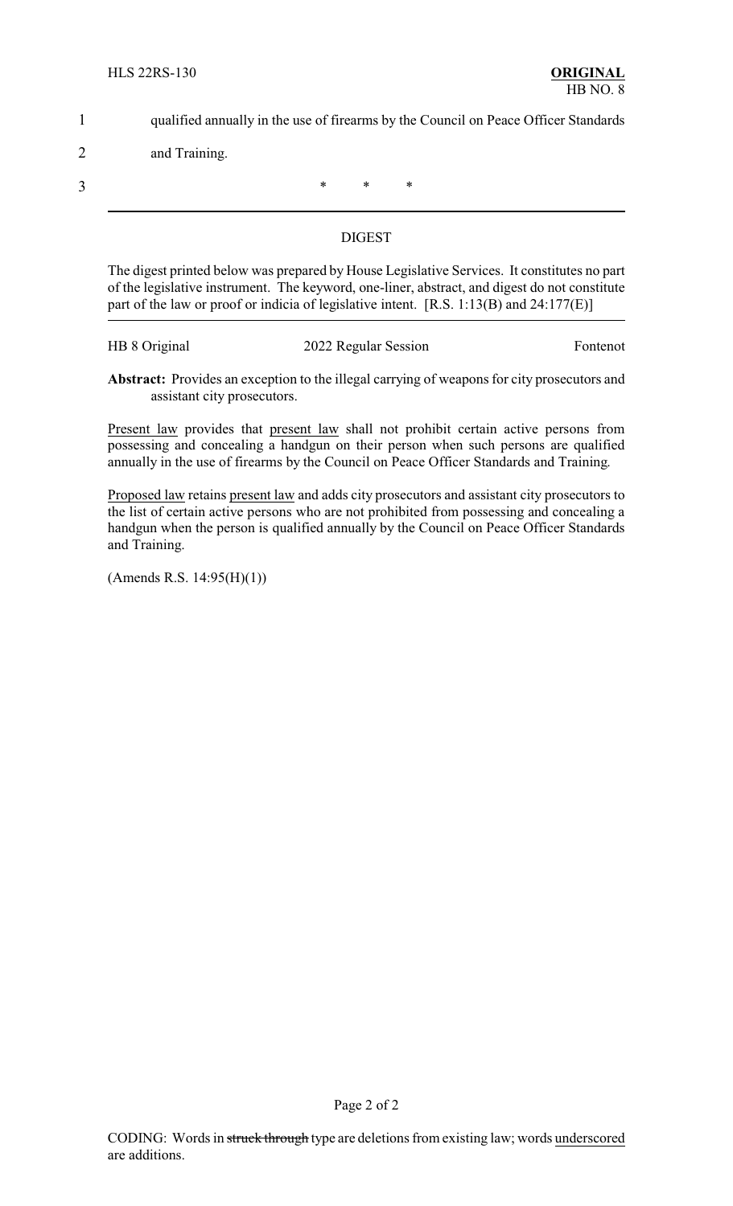1 qualified annually in the use of firearms by the Council on Peace Officer Standards

2 and Training.

3 * * *

## DIGEST

The digest printed below was prepared by House Legislative Services. It constitutes no part of the legislative instrument. The keyword, one-liner, abstract, and digest do not constitute part of the law or proof or indicia of legislative intent. [R.S. 1:13(B) and 24:177(E)]

HB 8 Original 2022 Regular Session Fontenot

**Abstract:** Provides an exception to the illegal carrying of weapons for city prosecutors and assistant city prosecutors.

Present law provides that present law shall not prohibit certain active persons from possessing and concealing a handgun on their person when such persons are qualified annually in the use of firearms by the Council on Peace Officer Standards and Training.

Proposed law retains present law and adds city prosecutors and assistant city prosecutors to the list of certain active persons who are not prohibited from possessing and concealing a handgun when the person is qualified annually by the Council on Peace Officer Standards and Training.

(Amends R.S. 14:95(H)(1))

CODING: Words in ~~struck through~~ type are deletions from existing law; words underscored are additions.